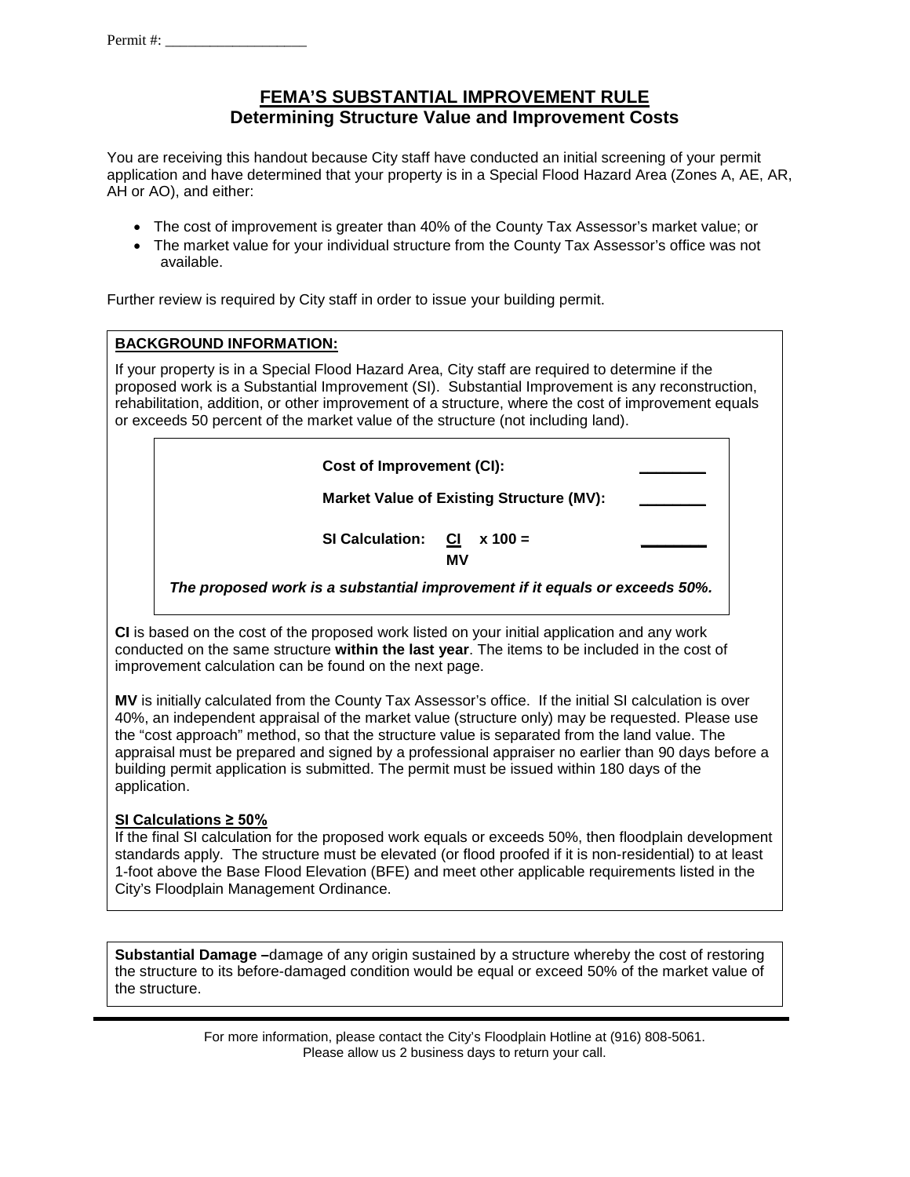Permit #: ___________________

# FEMA'S SUBSTANTIAL IMPROVEMENT RULE

## Determining Structure Value and Improvement Costs

You are receiving this handout because City staff have conducted an initial screening of your permit application and have determined that your property is in a Special Flood Hazard Area (Zones A, AE, AR, AH or AO), and either:

- The cost of improvement is greater than 40% of the County Tax Assessor's market value; or
- The market value for your individual structure from the County Tax Assessor's office was not available.

Further review is required by City staff in order to issue your building permit.

**BACKGROUND INFORMATION:**

If your property is in a Special Flood Hazard Area, City staff are required to determine if the proposed work is a Substantial Improvement (SI). Substantial Improvement is any reconstruction, rehabilitation, addition, or other improvement of a structure, where the cost of improvement equals or exceeds 50 percent of the market value of the structure (not including land).

**Cost of Improvement (CI):** ________

**Market Value of Existing Structure (MV):** ________

**SI Calculation:** $\frac{CI}{MV} \times 100 =$ ________

***The proposed work is a substantial improvement if it equals or exceeds 50%.***

**CI** is based on the cost of the proposed work listed on your initial application and any work conducted on the same structure **within the last year**. The items to be included in the cost of improvement calculation can be found on the next page.

**MV** is initially calculated from the County Tax Assessor's office. If the initial SI calculation is over 40%, an independent appraisal of the market value (structure only) may be requested. Please use the "cost approach" method, so that the structure value is separated from the land value. The appraisal must be prepared and signed by a professional appraiser no earlier than 90 days before a building permit application is submitted. The permit must be issued within 180 days of the application.

**SI Calculations ≥ 50%**

If the final SI calculation for the proposed work equals or exceeds 50%, then floodplain development standards apply. The structure must be elevated (or flood proofed if it is non-residential) to at least 1-foot above the Base Flood Elevation (BFE) and meet other applicable requirements listed in the City's Floodplain Management Ordinance.

**Substantial Damage –**damage of any origin sustained by a structure whereby the cost of restoring the structure to its before-damaged condition would be equal or exceed 50% of the market value of the structure.

For more information, please contact the City's Floodplain Hotline at (916) 808-5061.
Please allow us 2 business days to return your call.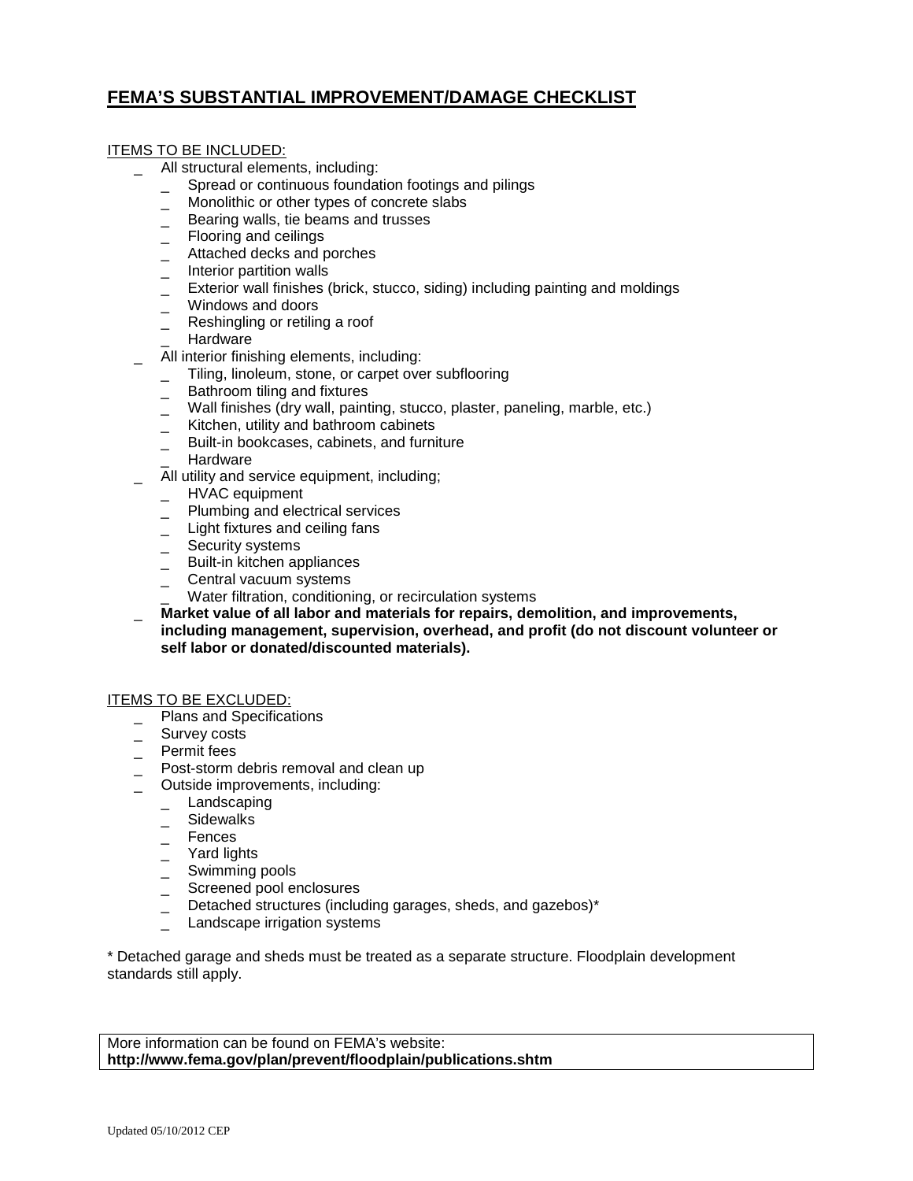# FEMA'S SUBSTANTIAL IMPROVEMENT/DAMAGE CHECKLIST

ITEMS TO BE INCLUDED:

- All structural elements, including:
  - Spread or continuous foundation footings and pilings
  - Monolithic or other types of concrete slabs
  - Bearing walls, tie beams and trusses
  - Flooring and ceilings
  - Attached decks and porches
  - Interior partition walls
  - Exterior wall finishes (brick, stucco, siding) including painting and moldings
  - Windows and doors
  - Reshingling or retiling a roof
  - Hardware
- All interior finishing elements, including:
  - Tiling, linoleum, stone, or carpet over subflooring
  - Bathroom tiling and fixtures
  - Wall finishes (dry wall, painting, stucco, plaster, paneling, marble, etc.)
  - Kitchen, utility and bathroom cabinets
  - Built-in bookcases, cabinets, and furniture
  - Hardware
- All utility and service equipment, including;
  - HVAC equipment
  - Plumbing and electrical services
  - Light fixtures and ceiling fans
  - Security systems
  - Built-in kitchen appliances
  - Central vacuum systems
  - Water filtration, conditioning, or recirculation systems
- **Market value of all labor and materials for repairs, demolition, and improvements, including management, supervision, overhead, and profit (do not discount volunteer or self labor or donated/discounted materials).**

ITEMS TO BE EXCLUDED:

- Plans and Specifications
- Survey costs
- Permit fees
- Post-storm debris removal and clean up
- Outside improvements, including:
  - Landscaping
  - Sidewalks
  - Fences
  - Yard lights
  - Swimming pools
  - Screened pool enclosures
  - Detached structures (including garages, sheds, and gazebos)*
  - Landscape irrigation systems

* Detached garage and sheds must be treated as a separate structure. Floodplain development standards still apply.

More information can be found on FEMA's website:
**http://www.fema.gov/plan/prevent/floodplain/publications.shtm**

Updated 05/10/2012 CEP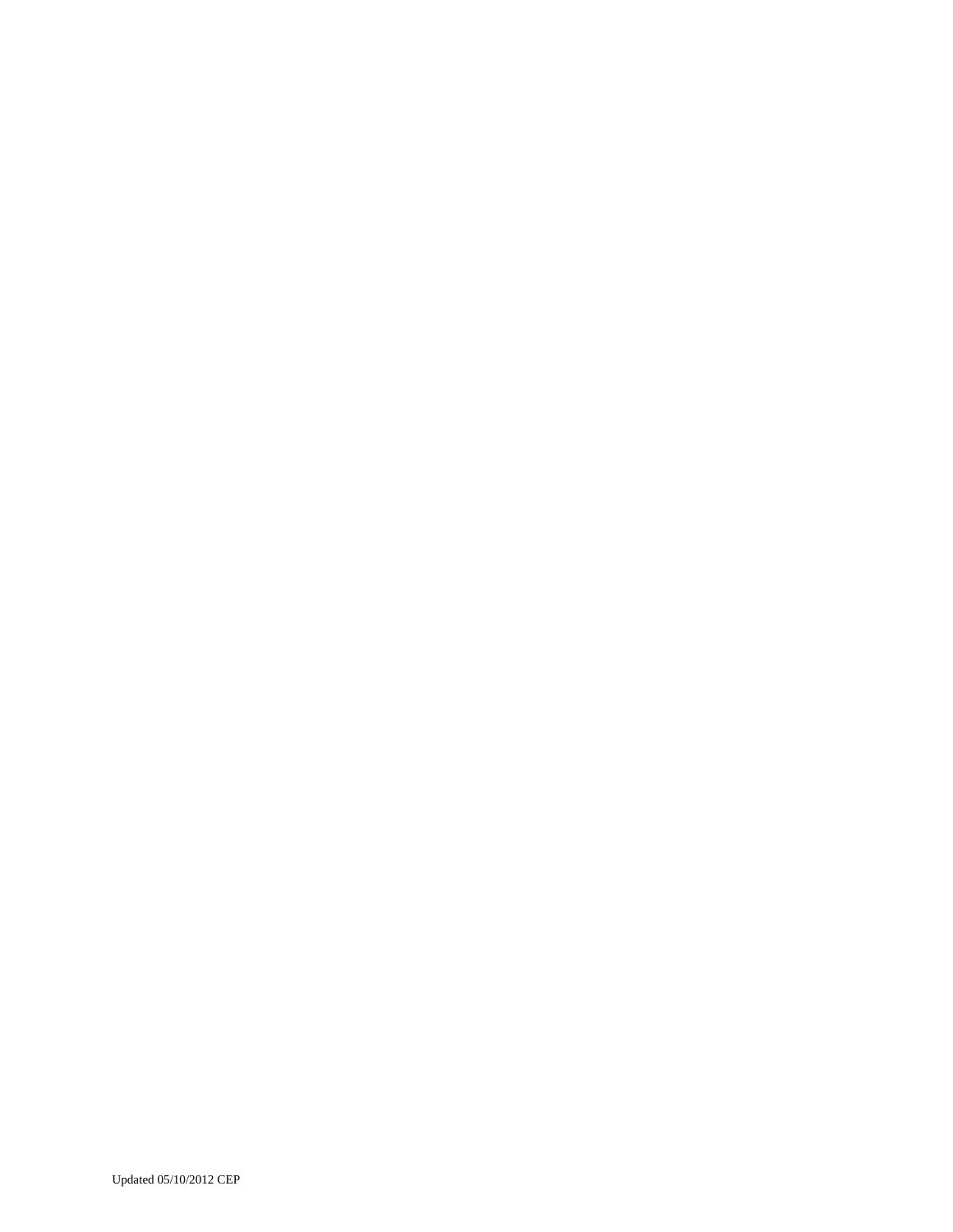Updated 05/10/2012 CEP